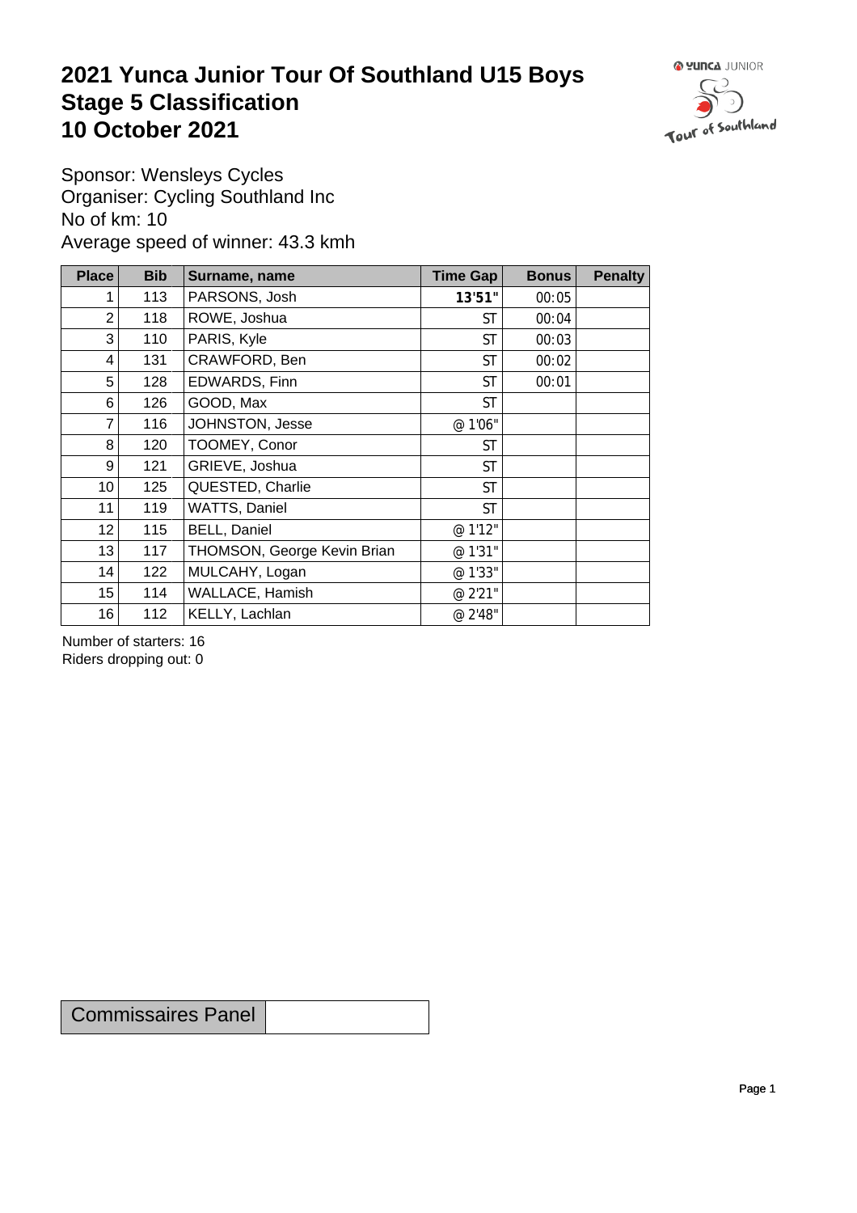# 2021 Yunca Junior Tour Of Southland U15 Boys
# Stage 5 Classification
# 10 October 2021

Sponsor: Wensleys Cycles
Organiser: Cycling Southland Inc
No of km: 10
Average speed of winner: 43.3 kmh

| Place | Bib | Surname, name | Time Gap | Bonus | Penalty |
|---|---|---|---|---|---|
| 1 | 113 | PARSONS, Josh | **13'51"** | 00:05 | |
| 2 | 118 | ROWE, Joshua | ST | 00:04 | |
| 3 | 110 | PARIS, Kyle | ST | 00:03 | |
| 4 | 131 | CRAWFORD, Ben | ST | 00:02 | |
| 5 | 128 | EDWARDS, Finn | ST | 00:01 | |
| 6 | 126 | GOOD, Max | ST | | |
| 7 | 116 | JOHNSTON, Jesse | @ 1'06" | | |
| 8 | 120 | TOOMEY, Conor | ST | | |
| 9 | 121 | GRIEVE, Joshua | ST | | |
| 10 | 125 | QUESTED, Charlie | ST | | |
| 11 | 119 | WATTS, Daniel | ST | | |
| 12 | 115 | BELL, Daniel | @ 1'12" | | |
| 13 | 117 | THOMSON, George Kevin Brian | @ 1'31" | | |
| 14 | 122 | MULCAHY, Logan | @ 1'33" | | |
| 15 | 114 | WALLACE, Hamish | @ 2'21" | | |
| 16 | 112 | KELLY, Lachlan | @ 2'48" | | |

Number of starters: 16
Riders dropping out: 0

| Commissaires Panel | |
|---|---|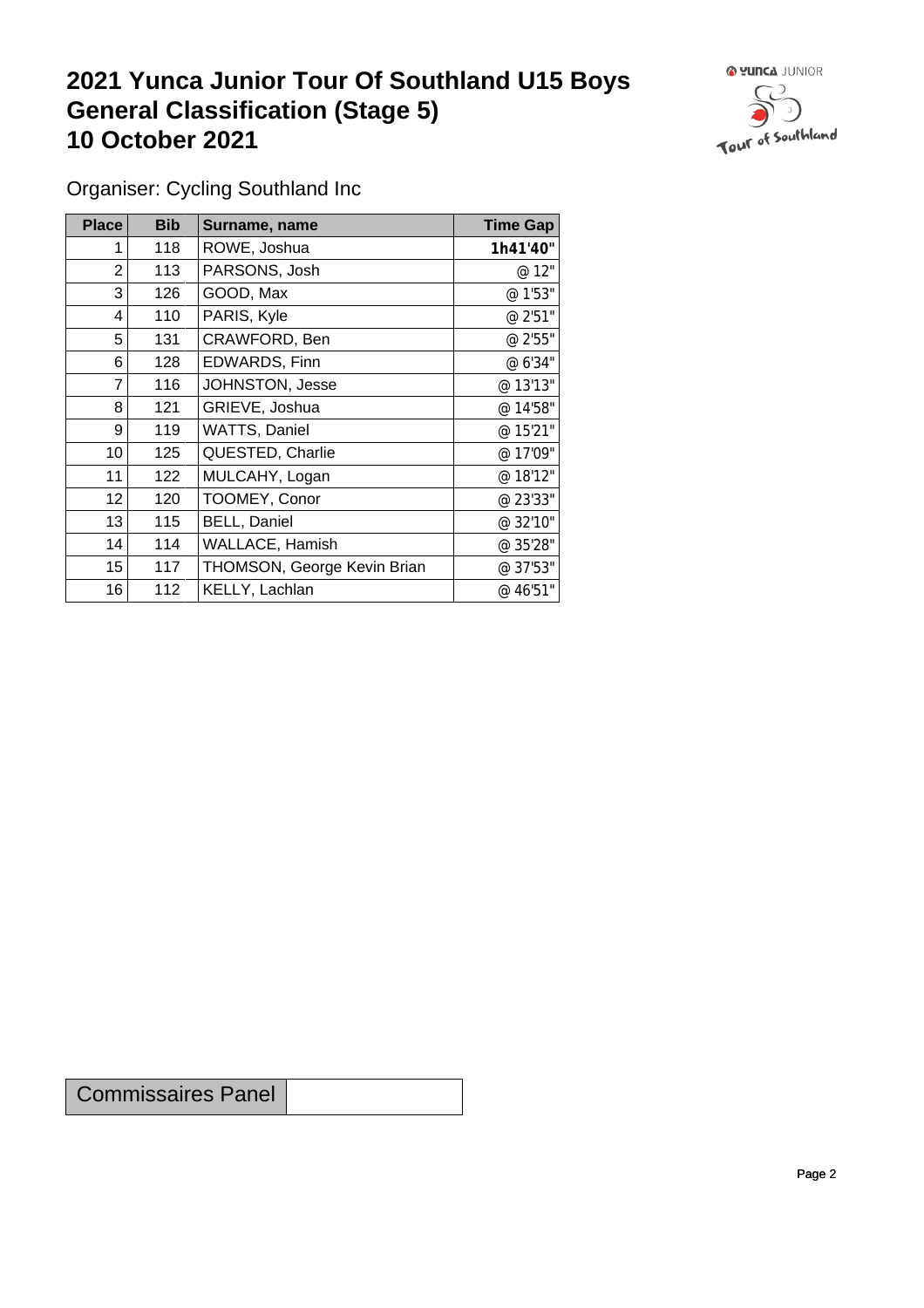# 2021 Yunca Junior Tour Of Southland U15 Boys
# General Classification (Stage 5)
# 10 October 2021

Organiser: Cycling Southland Inc

| Place | Bib | Surname, name | Time Gap |
|---|---|---|---|
| 1 | 118 | ROWE, Joshua | **1h41'40"** |
| 2 | 113 | PARSONS, Josh | @ 12" |
| 3 | 126 | GOOD, Max | @ 1'53" |
| 4 | 110 | PARIS, Kyle | @ 2'51" |
| 5 | 131 | CRAWFORD, Ben | @ 2'55" |
| 6 | 128 | EDWARDS, Finn | @ 6'34" |
| 7 | 116 | JOHNSTON, Jesse | @ 13'13" |
| 8 | 121 | GRIEVE, Joshua | @ 14'58" |
| 9 | 119 | WATTS, Daniel | @ 15'21" |
| 10 | 125 | QUESTED, Charlie | @ 17'09" |
| 11 | 122 | MULCAHY, Logan | @ 18'12" |
| 12 | 120 | TOOMEY, Conor | @ 23'33" |
| 13 | 115 | BELL, Daniel | @ 32'10" |
| 14 | 114 | WALLACE, Hamish | @ 35'28" |
| 15 | 117 | THOMSON, George Kevin Brian | @ 37'53" |
| 16 | 112 | KELLY, Lachlan | @ 46'51" |

| Commissaires Panel | |
|---|---|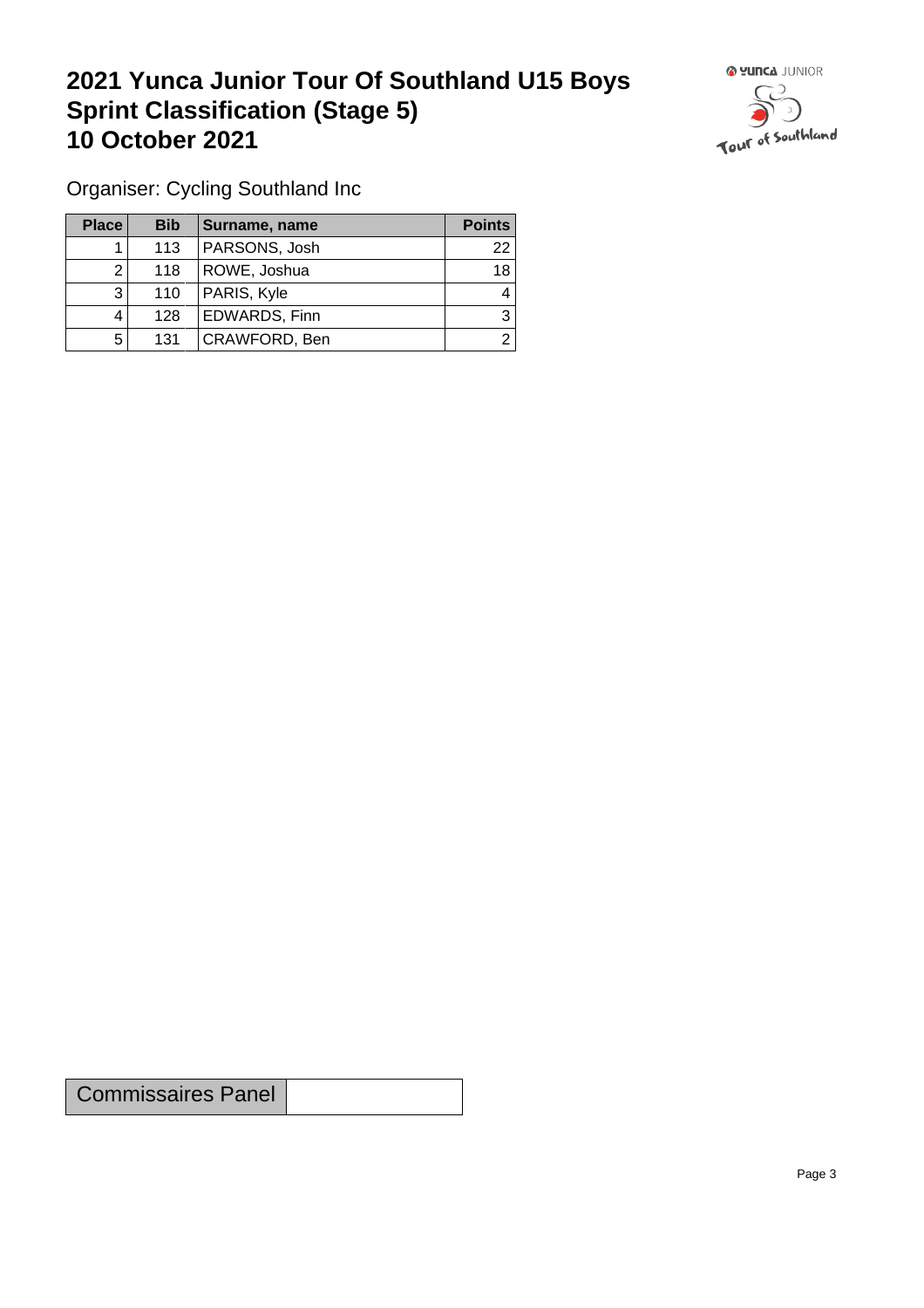# 2021 Yunca Junior Tour Of Southland U15 Boys Sprint Classification (Stage 5) 10 October 2021

Organiser: Cycling Southland Inc

| Place | Bib | Surname, name | Points |
|---|---|---|---|
| 1 | 113 | PARSONS, Josh | 22 |
| 2 | 118 | ROWE, Joshua | 18 |
| 3 | 110 | PARIS, Kyle | 4 |
| 4 | 128 | EDWARDS, Finn | 3 |
| 5 | 131 | CRAWFORD, Ben | 2 |

| Commissaires Panel | |
|---|---|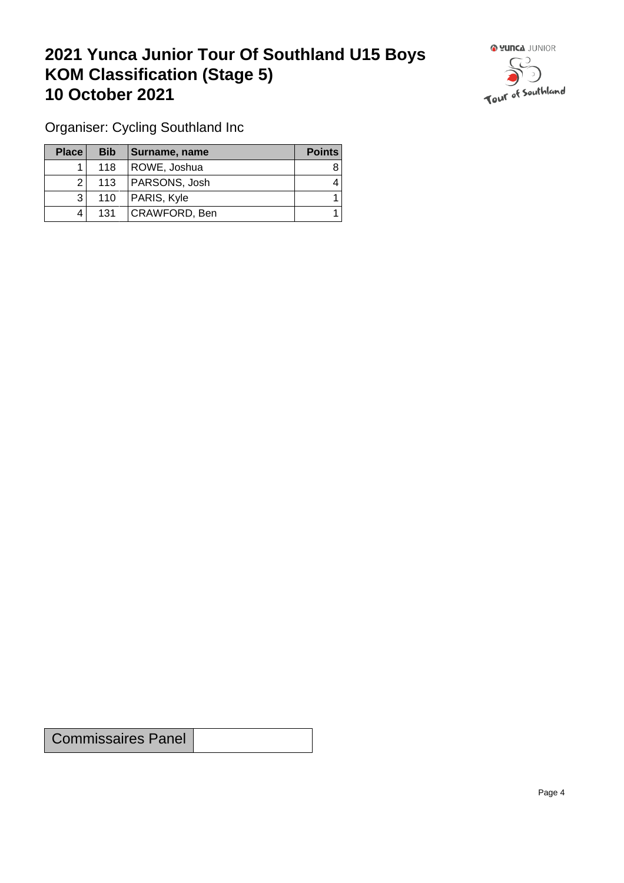# 2021 Yunca Junior Tour Of Southland U15 Boys
# KOM Classification (Stage 5)
# 10 October 2021

Organiser: Cycling Southland Inc

| Place | Bib | Surname, name | Points |
|---|---|---|---|
| 1 | 118 | ROWE, Joshua | 8 |
| 2 | 113 | PARSONS, Josh | 4 |
| 3 | 110 | PARIS, Kyle | 1 |
| 4 | 131 | CRAWFORD, Ben | 1 |

| Commissaires Panel | |
|---|---|